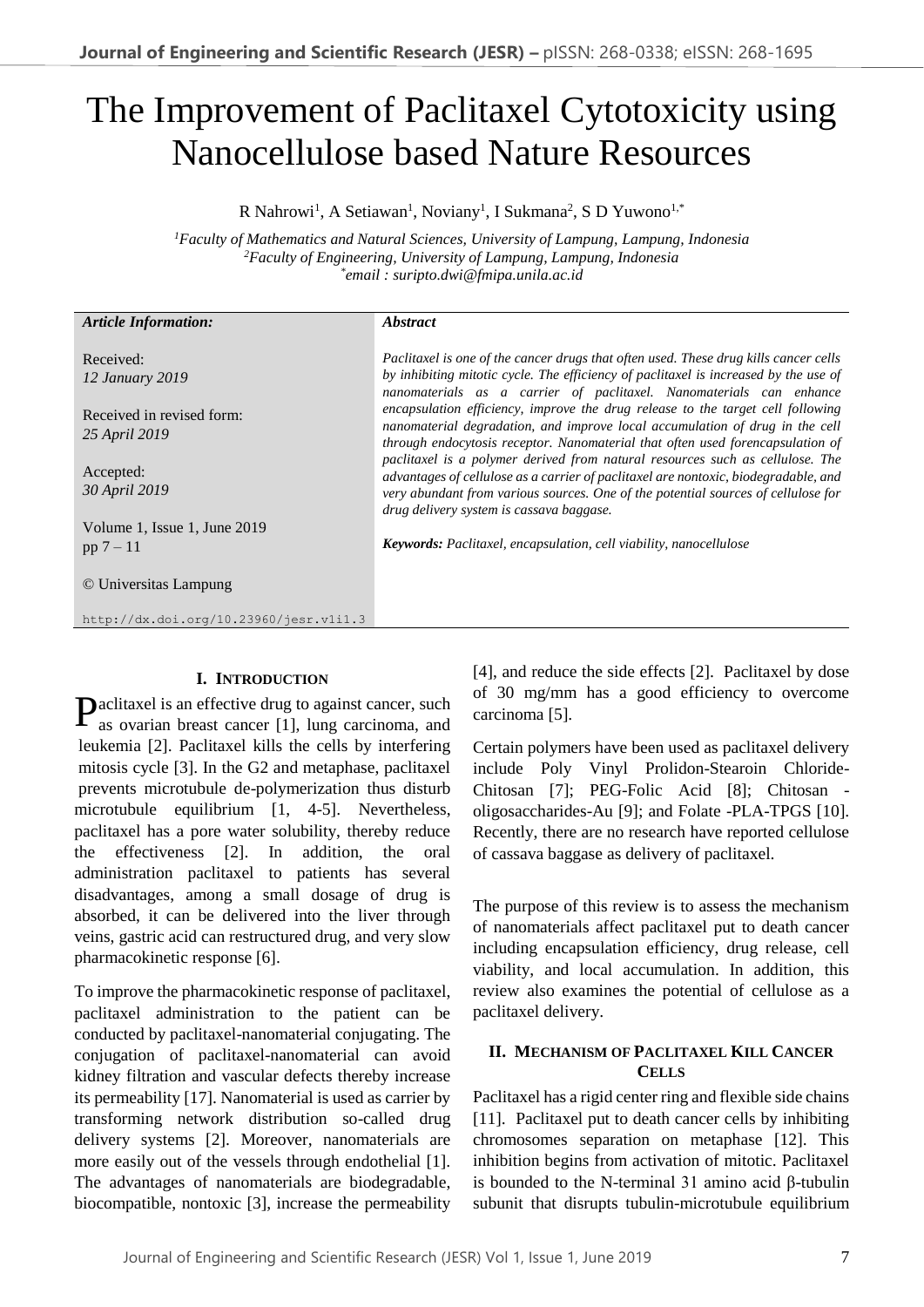# The Improvement of Paclitaxel Cytotoxicity using Nanocellulose based Nature Resources

R Nahrowi[1], A Setiawan[1], Noviany[1], I Sukmana[2], S D Yuwono[1,*]

[1]Faculty of Mathematics and Natural Sciences, University of Lampung, Lampung, Indonesia
[2]Faculty of Engineering, University of Lampung, Lampung, Indonesia
[*]email : suripto.dwi@fmipa.unila.ac.id

| *Article Information:* | *Abstract* |
|---|---|
| Received: *12 January 2019*<br>Received in revised form: *25 April 2019*<br>Accepted: *30 April 2019*<br>Volume 1, Issue 1, June 2019<br>pp 7 – 11<br>© Universitas Lampung<br>http://dx.doi.org/10.23960/jesr.v1i1.3 | *Paclitaxel is one of the cancer drugs that often used. These drug kills cancer cells by inhibiting mitotic cycle. The efficiency of paclitaxel is increased by the use of nanomaterials as a carrier of paclitaxel. Nanomaterials can enhance encapsulation efficiency, improve the drug release to the target cell following nanomaterial degradation, and improve local accumulation of drug in the cell through endocytosis receptor. Nanomaterial that often used forencapsulation of paclitaxel is a polymer derived from natural resources such as cellulose. The advantages of cellulose as a carrier of paclitaxel are nontoxic, biodegradable, and very abundant from various sources. One of the potential sources of cellulose for drug delivery system is cassava baggase.*<br><br>***Keywords:*** *Paclitaxel, encapsulation, cell viability, nanocellulose* |

## I. Introduction

Paclitaxel is an effective drug to against cancer, such as ovarian breast cancer [1], lung carcinoma, and leukemia [2]. Paclitaxel kills the cells by interfering mitosis cycle [3]. In the G2 and metaphase, paclitaxel prevents microtubule de-polymerization thus disturb microtubule equilibrium [1, 4-5]. Nevertheless, paclitaxel has a pore water solubility, thereby reduce the effectiveness [2]. In addition, the oral administration paclitaxel to patients has several disadvantages, among a small dosage of drug is absorbed, it can be delivered into the liver through veins, gastric acid can restructured drug, and very slow pharmacokinetic response [6].

To improve the pharmacokinetic response of paclitaxel, paclitaxel administration to the patient can be conducted by paclitaxel-nanomaterial conjugating. The conjugation of paclitaxel-nanomaterial can avoid kidney filtration and vascular defects thereby increase its permeability [17]. Nanomaterial is used as carrier by transforming network distribution so-called drug delivery systems [2]. Moreover, nanomaterials are more easily out of the vessels through endothelial [1]. The advantages of nanomaterials are biodegradable, biocompatible, nontoxic [3], increase the permeability [4], and reduce the side effects [2]. Paclitaxel by dose of 30 mg/mm has a good efficiency to overcome carcinoma [5].

Certain polymers have been used as paclitaxel delivery include Poly Vinyl Prolidon-Stearoin Chloride-Chitosan [7]; PEG-Folic Acid [8]; Chitosan - oligosaccharides-Au [9]; and Folate -PLA-TPGS [10]. Recently, there are no research have reported cellulose of cassava baggase as delivery of paclitaxel.

The purpose of this review is to assess the mechanism of nanomaterials affect paclitaxel put to death cancer including encapsulation efficiency, drug release, cell viability, and local accumulation. In addition, this review also examines the potential of cellulose as a paclitaxel delivery.

## II. Mechanism of Paclitaxel Kill Cancer Cells

Paclitaxel has a rigid center ring and flexible side chains [11]. Paclitaxel put to death cancer cells by inhibiting chromosomes separation on metaphase [12]. This inhibition begins from activation of mitotic. Paclitaxel is bounded to the N-terminal 31 amino acid β-tubulin subunit that disrupts tubulin-microtubule equilibrium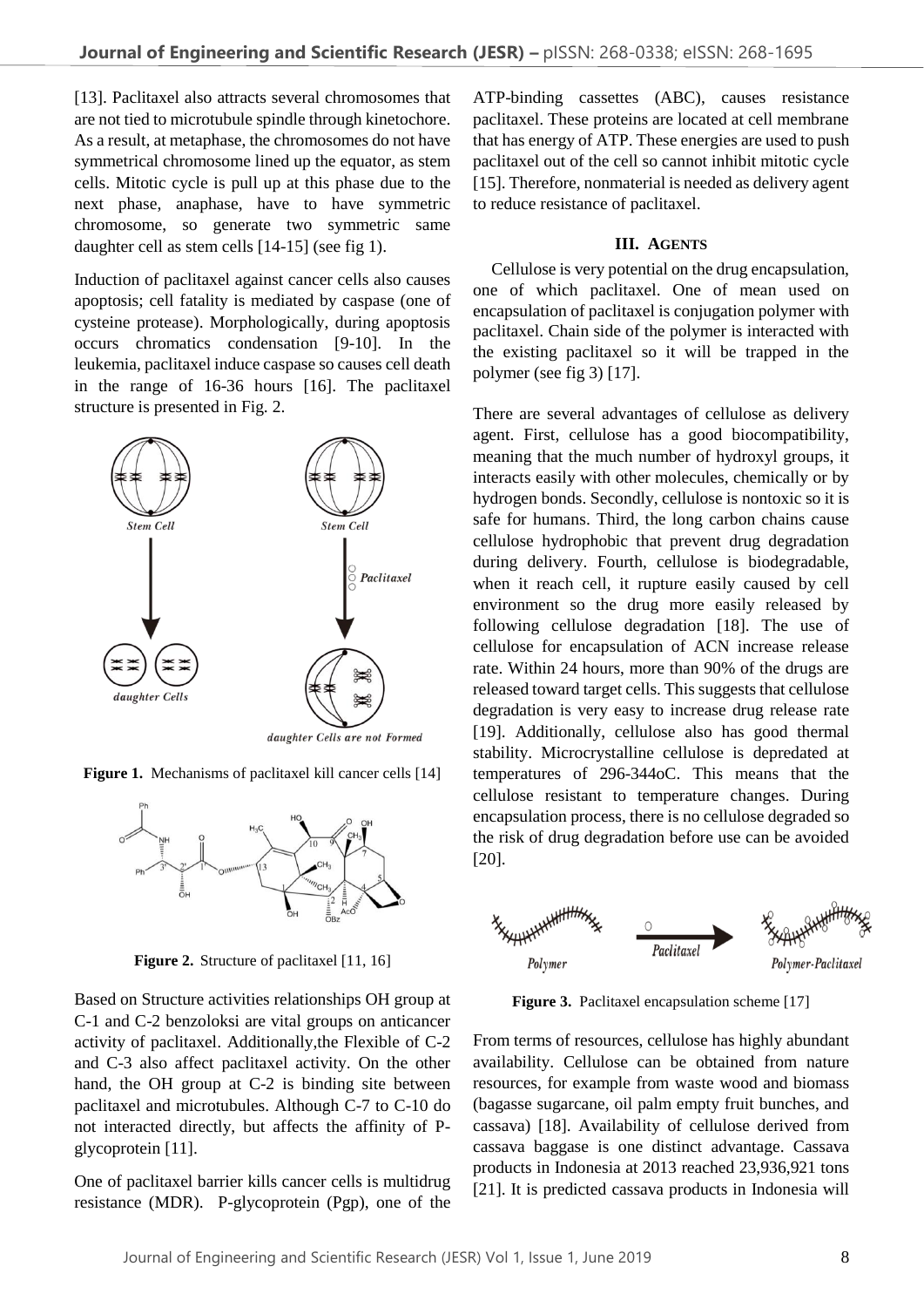[13]. Paclitaxel also attracts several chromosomes that are not tied to microtubule spindle through kinetochore. As a result, at metaphase, the chromosomes do not have symmetrical chromosome lined up the equator, as stem cells. Mitotic cycle is pull up at this phase due to the next phase, anaphase, have to have symmetric chromosome, so generate two symmetric same daughter cell as stem cells [14-15] (see fig 1).

Induction of paclitaxel against cancer cells also causes apoptosis; cell fatality is mediated by caspase (one of cysteine protease). Morphologically, during apoptosis occurs chromatics condensation [9-10]. In the leukemia, paclitaxel induce caspase so causes cell death in the range of 16-36 hours [16]. The paclitaxel structure is presented in Fig. 2.

**Figure 1.** Mechanisms of paclitaxel kill cancer cells [14]

**Figure 2.** Structure of paclitaxel [11, 16]

Based on Structure activities relationships OH group at C-1 and C-2 benzoloksi are vital groups on anticancer activity of paclitaxel. Additionally,the Flexible of C-2 and C-3 also affect paclitaxel activity. On the other hand, the OH group at C-2 is binding site between paclitaxel and microtubules. Although C-7 to C-10 do not interacted directly, but affects the affinity of P-glycoprotein [11].

One of paclitaxel barrier kills cancer cells is multidrug resistance (MDR). P-glycoprotein (Pgp), one of the ATP-binding cassettes (ABC), causes resistance paclitaxel. These proteins are located at cell membrane that has energy of ATP. These energies are used to push paclitaxel out of the cell so cannot inhibit mitotic cycle [15]. Therefore, nonmaterial is needed as delivery agent to reduce resistance of paclitaxel.

## III. AGENTS

Cellulose is very potential on the drug encapsulation, one of which paclitaxel. One of mean used on encapsulation of paclitaxel is conjugation polymer with paclitaxel. Chain side of the polymer is interacted with the existing paclitaxel so it will be trapped in the polymer (see fig 3) [17].

There are several advantages of cellulose as delivery agent. First, cellulose has a good biocompatibility, meaning that the much number of hydroxyl groups, it interacts easily with other molecules, chemically or by hydrogen bonds. Secondly, cellulose is nontoxic so it is safe for humans. Third, the long carbon chains cause cellulose hydrophobic that prevent drug degradation during delivery. Fourth, cellulose is biodegradable, when it reach cell, it rupture easily caused by cell environment so the drug more easily released by following cellulose degradation [18]. The use of cellulose for encapsulation of ACN increase release rate. Within 24 hours, more than 90% of the drugs are released toward target cells. This suggests that cellulose degradation is very easy to increase drug release rate [19]. Additionally, cellulose also has good thermal stability. Microcrystalline cellulose is depredated at temperatures of 296-344oC. This means that the cellulose resistant to temperature changes. During encapsulation process, there is no cellulose degraded so the risk of drug degradation before use can be avoided [20].

**Figure 3.** Paclitaxel encapsulation scheme [17]

From terms of resources, cellulose has highly abundant availability. Cellulose can be obtained from nature resources, for example from waste wood and biomass (bagasse sugarcane, oil palm empty fruit bunches, and cassava) [18]. Availability of cellulose derived from cassava baggase is one distinct advantage. Cassava products in Indonesia at 2013 reached 23,936,921 tons [21]. It is predicted cassava products in Indonesia will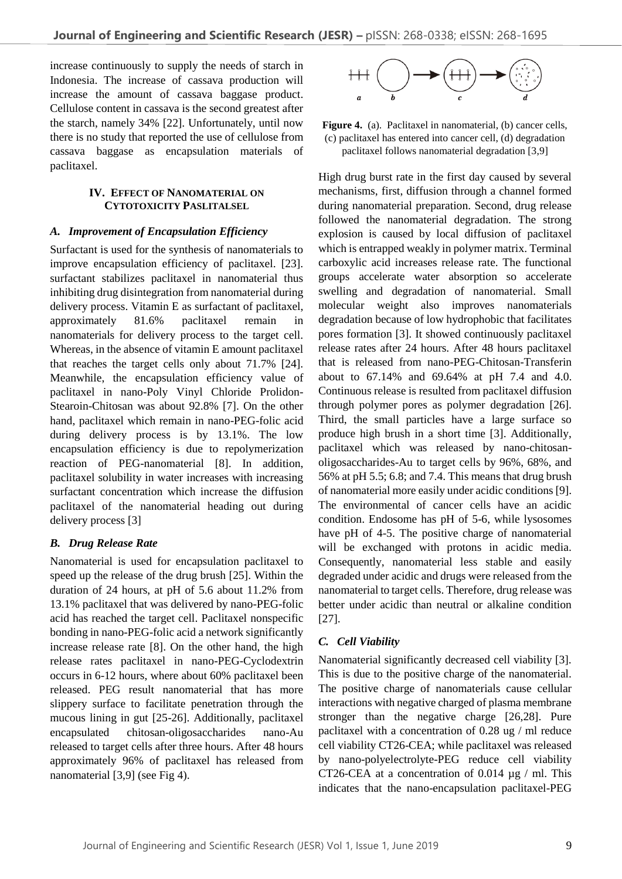increase continuously to supply the needs of starch in Indonesia. The increase of cassava production will increase the amount of cassava baggase product. Cellulose content in cassava is the second greatest after the starch, namely 34% [22]. Unfortunately, until now there is no study that reported the use of cellulose from cassava baggase as encapsulation materials of paclitaxel.

## IV. Effect of Nanomaterial on Cytotoxicity Paslitalsel

### *A. Improvement of Encapsulation Efficiency*

Surfactant is used for the synthesis of nanomaterials to improve encapsulation efficiency of paclitaxel. [23]. surfactant stabilizes paclitaxel in nanomaterial thus inhibiting drug disintegration from nanomaterial during delivery process. Vitamin E as surfactant of paclitaxel, approximately 81.6% paclitaxel remain in nanomaterials for delivery process to the target cell. Whereas, in the absence of vitamin E amount paclitaxel that reaches the target cells only about 71.7% [24]. Meanwhile, the encapsulation efficiency value of paclitaxel in nano-Poly Vinyl Chloride Prolidon-Stearoin-Chitosan was about 92.8% [7]. On the other hand, paclitaxel which remain in nano-PEG-folic acid during delivery process is by 13.1%. The low encapsulation efficiency is due to repolymerization reaction of PEG-nanomaterial [8]. In addition, paclitaxel solubility in water increases with increasing surfactant concentration which increase the diffusion paclitaxel of the nanomaterial heading out during delivery process [3]

### *B. Drug Release Rate*

Nanomaterial is used for encapsulation paclitaxel to speed up the release of the drug brush [25]. Within the duration of 24 hours, at pH of 5.6 about 11.2% from 13.1% paclitaxel that was delivered by nano-PEG-folic acid has reached the target cell. Paclitaxel nonspecific bonding in nano-PEG-folic acid a network significantly increase release rate [8]. On the other hand, the high release rates paclitaxel in nano-PEG-Cyclodextrin occurs in 6-12 hours, where about 60% paclitaxel been released. PEG result nanomaterial that has more slippery surface to facilitate penetration through the mucous lining in gut [25-26]. Additionally, paclitaxel encapsulated chitosan-oligosaccharides nano-Au released to target cells after three hours. After 48 hours approximately 96% of paclitaxel has released from nanomaterial [3,9] (see Fig 4).

**Figure 4.** (a). Paclitaxel in nanomaterial, (b) cancer cells, (c) paclitaxel has entered into cancer cell, (d) degradation paclitaxel follows nanomaterial degradation [3,9]

High drug burst rate in the first day caused by several mechanisms, first, diffusion through a channel formed during nanomaterial preparation. Second, drug release followed the nanomaterial degradation. The strong explosion is caused by local diffusion of paclitaxel which is entrapped weakly in polymer matrix. Terminal carboxylic acid increases release rate. The functional groups accelerate water absorption so accelerate swelling and degradation of nanomaterial. Small molecular weight also improves nanomaterials degradation because of low hydrophobic that facilitates pores formation [3]. It showed continuously paclitaxel release rates after 24 hours. After 48 hours paclitaxel that is released from nano-PEG-Chitosan-Transferin about to 67.14% and 69.64% at pH 7.4 and 4.0. Continuous release is resulted from paclitaxel diffusion through polymer pores as polymer degradation [26]. Third, the small particles have a large surface so produce high brush in a short time [3]. Additionally, paclitaxel which was released by nano-chitosan-oligosaccharides-Au to target cells by 96%, 68%, and 56% at pH 5.5; 6.8; and 7.4. This means that drug brush of nanomaterial more easily under acidic conditions [9]. The environmental of cancer cells have an acidic condition. Endosome has pH of 5-6, while lysosomes have pH of 4-5. The positive charge of nanomaterial will be exchanged with protons in acidic media. Consequently, nanomaterial less stable and easily degraded under acidic and drugs were released from the nanomaterial to target cells. Therefore, drug release was better under acidic than neutral or alkaline condition [27].

### *C. Cell Viability*

Nanomaterial significantly decreased cell viability [3]. This is due to the positive charge of the nanomaterial. The positive charge of nanomaterials cause cellular interactions with negative charged of plasma membrane stronger than the negative charge [26,28]. Pure paclitaxel with a concentration of 0.28 ug / ml reduce cell viability CT26-CEA; while paclitaxel was released by nano-polyelectrolyte-PEG reduce cell viability CT26-CEA at a concentration of 0.014 µg / ml. This indicates that the nano-encapsulation paclitaxel-PEG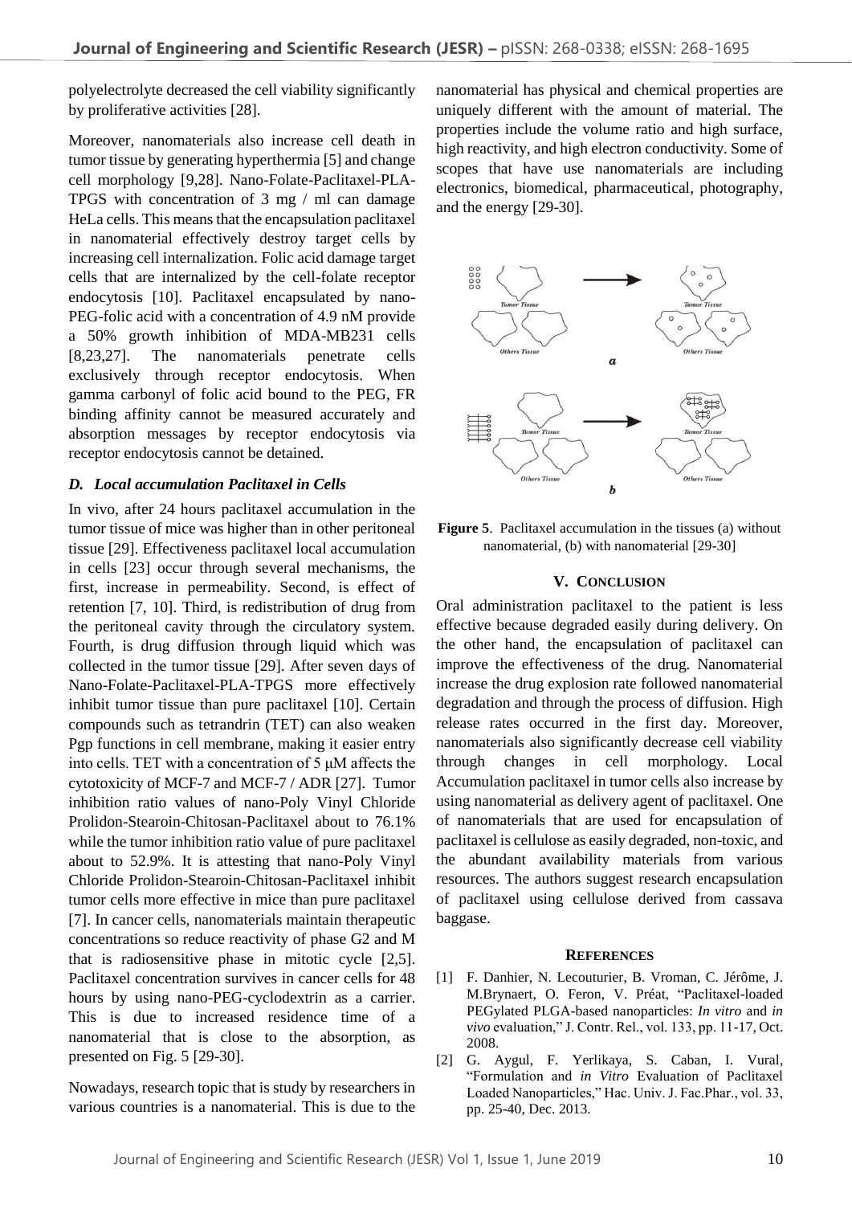polyelectrolyte decreased the cell viability significantly by proliferative activities [28].

Moreover, nanomaterials also increase cell death in tumor tissue by generating hyperthermia [5] and change cell morphology [9,28]. Nano-Folate-Paclitaxel-PLA-TPGS with concentration of 3 mg / ml can damage HeLa cells. This means that the encapsulation paclitaxel in nanomaterial effectively destroy target cells by increasing cell internalization. Folic acid damage target cells that are internalized by the cell-folate receptor endocytosis [10]. Paclitaxel encapsulated by nano-PEG-folic acid with a concentration of 4.9 nM provide a 50% growth inhibition of MDA-MB231 cells [8,23,27]. The nanomaterials penetrate cells exclusively through receptor endocytosis. When gamma carbonyl of folic acid bound to the PEG, FR binding affinity cannot be measured accurately and absorption messages by receptor endocytosis via receptor endocytosis cannot be detained.

### *D. Local accumulation Paclitaxel in Cells*

In vivo, after 24 hours paclitaxel accumulation in the tumor tissue of mice was higher than in other peritoneal tissue [29]. Effectiveness paclitaxel local accumulation in cells [23] occur through several mechanisms, the first, increase in permeability. Second, is effect of retention [7, 10]. Third, is redistribution of drug from the peritoneal cavity through the circulatory system. Fourth, is drug diffusion through liquid which was collected in the tumor tissue [29]. After seven days of Nano-Folate-Paclitaxel-PLA-TPGS more effectively inhibit tumor tissue than pure paclitaxel [10]. Certain compounds such as tetrandrin (TET) can also weaken Pgp functions in cell membrane, making it easier entry into cells. TET with a concentration of 5 μM affects the cytotoxicity of MCF-7 and MCF-7 / ADR [27]. Tumor inhibition ratio values of nano-Poly Vinyl Chloride Prolidon-Stearoin-Chitosan-Paclitaxel about to 76.1% while the tumor inhibition ratio value of pure paclitaxel about to 52.9%. It is attesting that nano-Poly Vinyl Chloride Prolidon-Stearoin-Chitosan-Paclitaxel inhibit tumor cells more effective in mice than pure paclitaxel [7]. In cancer cells, nanomaterials maintain therapeutic concentrations so reduce reactivity of phase G2 and M that is radiosensitive phase in mitotic cycle [2,5]. Paclitaxel concentration survives in cancer cells for 48 hours by using nano-PEG-cyclodextrin as a carrier. This is due to increased residence time of a nanomaterial that is close to the absorption, as presented on Fig. 5 [29-30].

Nowadays, research topic that is study by researchers in various countries is a nanomaterial. This is due to the nanomaterial has physical and chemical properties are uniquely different with the amount of material. The properties include the volume ratio and high surface, high reactivity, and high electron conductivity. Some of scopes that have use nanomaterials are including electronics, biomedical, pharmaceutical, photography, and the energy [29-30].

**Figure 5**. Paclitaxel accumulation in the tissues (a) without nanomaterial, (b) with nanomaterial [29-30]

## V. Conclusion

Oral administration paclitaxel to the patient is less effective because degraded easily during delivery. On the other hand, the encapsulation of paclitaxel can improve the effectiveness of the drug. Nanomaterial increase the drug explosion rate followed nanomaterial degradation and through the process of diffusion. High release rates occurred in the first day. Moreover, nanomaterials also significantly decrease cell viability through changes in cell morphology. Local Accumulation paclitaxel in tumor cells also increase by using nanomaterial as delivery agent of paclitaxel. One of nanomaterials that are used for encapsulation of paclitaxel is cellulose as easily degraded, non-toxic, and the abundant availability materials from various resources. The authors suggest research encapsulation of paclitaxel using cellulose derived from cassava baggase.

## References

[1] F. Danhier, N. Lecouturier, B. Vroman, C. Jérôme, J. M.Brynaert, O. Feron, V. Préat, "Paclitaxel-loaded PEGylated PLGA-based nanoparticles: *In vitro* and *in vivo* evaluation," J. Contr. Rel., vol. 133, pp. 11-17, Oct. 2008.

[2] G. Aygul, F. Yerlikaya, S. Caban, I. Vural, "Formulation and *in Vitro* Evaluation of Paclitaxel Loaded Nanoparticles," Hac. Univ. J. Fac.Phar., vol. 33, pp. 25-40, Dec. 2013.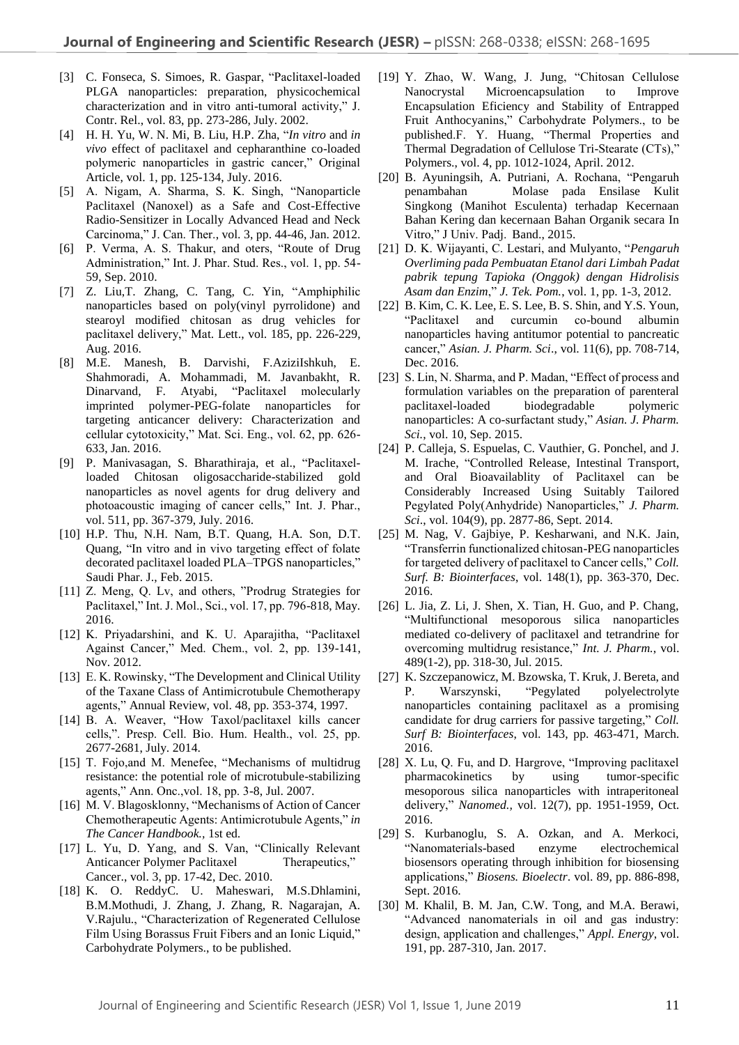[3] C. Fonseca, S. Simoes, R. Gaspar, "Paclitaxel-loaded PLGA nanoparticles: preparation, physicochemical characterization and in vitro anti-tumoral activity," J. Contr. Rel., vol. 83, pp. 273-286, July. 2002.

[4] H. H. Yu, W. N. Mi, B. Liu, H.P. Zha, "*In vitro* and *in vivo* effect of paclitaxel and cepharanthine co-loaded polymeric nanoparticles in gastric cancer," Original Article, vol. 1, pp. 125-134, July. 2016.

[5] A. Nigam, A. Sharma, S. K. Singh, "Nanoparticle Paclitaxel (Nanoxel) as a Safe and Cost-Effective Radio-Sensitizer in Locally Advanced Head and Neck Carcinoma," J. Can. Ther., vol. 3, pp. 44-46, Jan. 2012.

[6] P. Verma, A. S. Thakur, and oters, "Route of Drug Administration," Int. J. Phar. Stud. Res., vol. 1, pp. 54-59, Sep. 2010.

[7] Z. Liu,T. Zhang, C. Tang, C. Yin, "Amphiphilic nanoparticles based on poly(vinyl pyrrolidone) and stearoyl modified chitosan as drug vehicles for paclitaxel delivery," Mat. Lett., vol. 185, pp. 226-229, Aug. 2016.

[8] M.E. Manesh, B. Darvishi, F.AziziIshkuh, E. Shahmoradi, A. Mohammadi, M. Javanbakht, R. Dinarvand, F. Atyabi, "Paclitaxel molecularly imprinted polymer-PEG-folate nanoparticles for targeting anticancer delivery: Characterization and cellular cytotoxicity," Mat. Sci. Eng., vol. 62, pp. 626-633, Jan. 2016.

[9] P. Manivasagan, S. Bharathiraja, et al., "Paclitaxel-loaded Chitosan oligosaccharide-stabilized gold nanoparticles as novel agents for drug delivery and photoacoustic imaging of cancer cells," Int. J. Phar., vol. 511, pp. 367-379, July. 2016.

[10] H.P. Thu, N.H. Nam, B.T. Quang, H.A. Son, D.T. Quang, "In vitro and in vivo targeting effect of folate decorated paclitaxel loaded PLA–TPGS nanoparticles," Saudi Phar. J., Feb. 2015.

[11] Z. Meng, Q. Lv, and others, "Prodrug Strategies for Paclitaxel," Int. J. Mol., Sci., vol. 17, pp. 796-818, May. 2016.

[12] K. Priyadarshini, and K. U. Aparajitha, "Paclitaxel Against Cancer," Med. Chem., vol. 2, pp. 139-141, Nov. 2012.

[13] E. K. Rowinsky, "The Development and Clinical Utility of the Taxane Class of Antimicrotubule Chemotherapy agents," Annual Review, vol. 48, pp. 353-374, 1997.

[14] B. A. Weaver, "How Taxol/paclitaxel kills cancer cells,". Presp. Cell. Bio. Hum. Health., vol. 25, pp. 2677-2681, July. 2014.

[15] T. Fojo,and M. Menefee, "Mechanisms of multidrug resistance: the potential role of microtubule-stabilizing agents," Ann. Onc.,vol. 18, pp. 3-8, Jul. 2007.

[16] M. V. Blagosklonny, "Mechanisms of Action of Cancer Chemotherapeutic Agents: Antimicrotubule Agents," *in The Cancer Handbook.*, 1st ed.

[17] L. Yu, D. Yang, and S. Van, "Clinically Relevant Anticancer Polymer Paclitaxel Therapeutics," Cancer., vol. 3, pp. 17-42, Dec. 2010.

[18] K. O. ReddyC. U. Maheswari, M.S.Dhlamini, B.M.Mothudi, J. Zhang, J. Zhang, R. Nagarajan, A. V.Rajulu., "Characterization of Regenerated Cellulose Film Using Borassus Fruit Fibers and an Ionic Liquid," Carbohydrate Polymers., to be published.

[19] Y. Zhao, W. Wang, J. Jung, "Chitosan Cellulose Nanocrystal Microencapsulation to Improve Encapsulation Eficiency and Stability of Entrapped Fruit Anthocyanins," Carbohydrate Polymers., to be published.F. Y. Huang, "Thermal Properties and Thermal Degradation of Cellulose Tri-Stearate (CTs)," Polymers., vol. 4, pp. 1012-1024, April. 2012.

[20] B. Ayuningsih, A. Putriani, A. Rochana, "Pengaruh penambahan Molase pada Ensilase Kulit Singkong (Manihot Esculenta) terhadap Kecernaan Bahan Kering dan kecernaan Bahan Organik secara In Vitro," J Univ. Padj. Band., 2015.

[21] D. K. Wijayanti, C. Lestari, and Mulyanto, "*Pengaruh Overliming pada Pembuatan Etanol dari Limbah Padat pabrik tepung Tapioka (Onggok) dengan Hidrolisis Asam dan Enzim*," *J. Tek. Pom.*, vol. 1, pp. 1-3, 2012.

[22] B. Kim, C. K. Lee, E. S. Lee, B. S. Shin, and Y.S. Youn, "Paclitaxel and curcumin co-bound albumin nanoparticles having antitumor potential to pancreatic cancer," *Asian. J. Pharm. Sci*., vol. 11(6), pp. 708-714, Dec. 2016.

[23] S. Lin, N. Sharma, and P. Madan, "Effect of process and formulation variables on the preparation of parenteral paclitaxel-loaded biodegradable polymeric nanoparticles: A co-surfactant study," *Asian. J. Pharm. Sci.*, vol. 10, Sep. 2015.

[24] P. Calleja, S. Espuelas, C. Vauthier, G. Ponchel, and J. M. Irache, "Controlled Release, Intestinal Transport, and Oral Bioavailablity of Paclitaxel can be Considerably Increased Using Suitably Tailored Pegylated Poly(Anhydride) Nanoparticles," *J. Pharm. Sci*., vol. 104(9), pp. 2877-86, Sept. 2014.

[25] M. Nag, V. Gajbiye, P. Kesharwani, and N.K. Jain, "Transferrin functionalized chitosan-PEG nanoparticles for targeted delivery of paclitaxel to Cancer cells," *Coll. Surf. B: Biointerfaces*, vol. 148(1), pp. 363-370, Dec. 2016.

[26] L. Jia, Z. Li, J. Shen, X. Tian, H. Guo, and P. Chang, "Multifunctional mesoporous silica nanoparticles mediated co-delivery of paclitaxel and tetrandrine for overcoming multidrug resistance," *Int. J. Pharm.*, vol. 489(1-2), pp. 318-30, Jul. 2015.

[27] K. Szczepanowicz, M. Bzowska, T. Kruk, J. Bereta, and P. Warszynski, "Pegylated polyelectrolyte nanoparticles containing paclitaxel as a promising candidate for drug carriers for passive targeting," *Coll. Surf B: Biointerfaces*, vol. 143, pp. 463-471, March. 2016.

[28] X. Lu, Q. Fu, and D. Hargrove, "Improving paclitaxel pharmacokinetics by using tumor-specific mesoporous silica nanoparticles with intraperitoneal delivery," *Nanomed.*, vol. 12(7), pp. 1951-1959, Oct. 2016.

[29] S. Kurbanoglu, S. A. Ozkan, and A. Merkoci, "Nanomaterials-based enzyme electrochemical biosensors operating through inhibition for biosensing applications," *Biosens. Bioelectr*. vol. 89, pp. 886-898, Sept. 2016.

[30] M. Khalil, B. M. Jan, C.W. Tong, and M.A. Berawi, "Advanced nanomaterials in oil and gas industry: design, application and challenges," *Appl. Energy*, vol. 191, pp. 287-310, Jan. 2017.